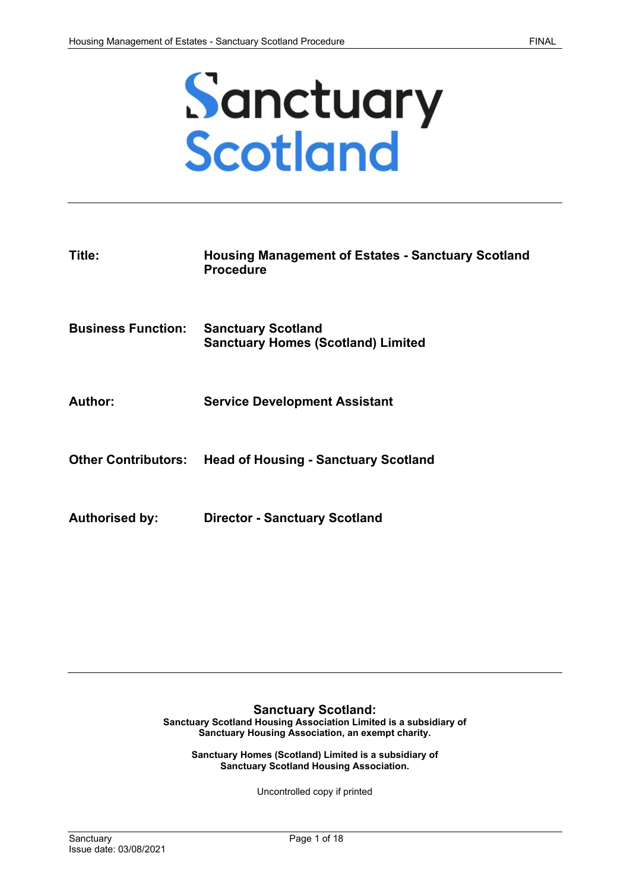# Sanctuary Scotland

| | |
|---|---|
| **Title:** | **Housing Management of Estates - Sanctuary Scotland Procedure** |
| **Business Function:** | **Sanctuary Scotland**<br>**Sanctuary Homes (Scotland) Limited** |
| **Author:** | **Service Development Assistant** |
| **Other Contributors:** | **Head of Housing - Sanctuary Scotland** |
| **Authorised by:** | **Director - Sanctuary Scotland** |

**Sanctuary Scotland:**

**Sanctuary Scotland Housing Association Limited is a subsidiary of Sanctuary Housing Association, an exempt charity.**

**Sanctuary Homes (Scotland) Limited is a subsidiary of Sanctuary Scotland Housing Association.**

Uncontrolled copy if printed

Issue date: 03/08/2021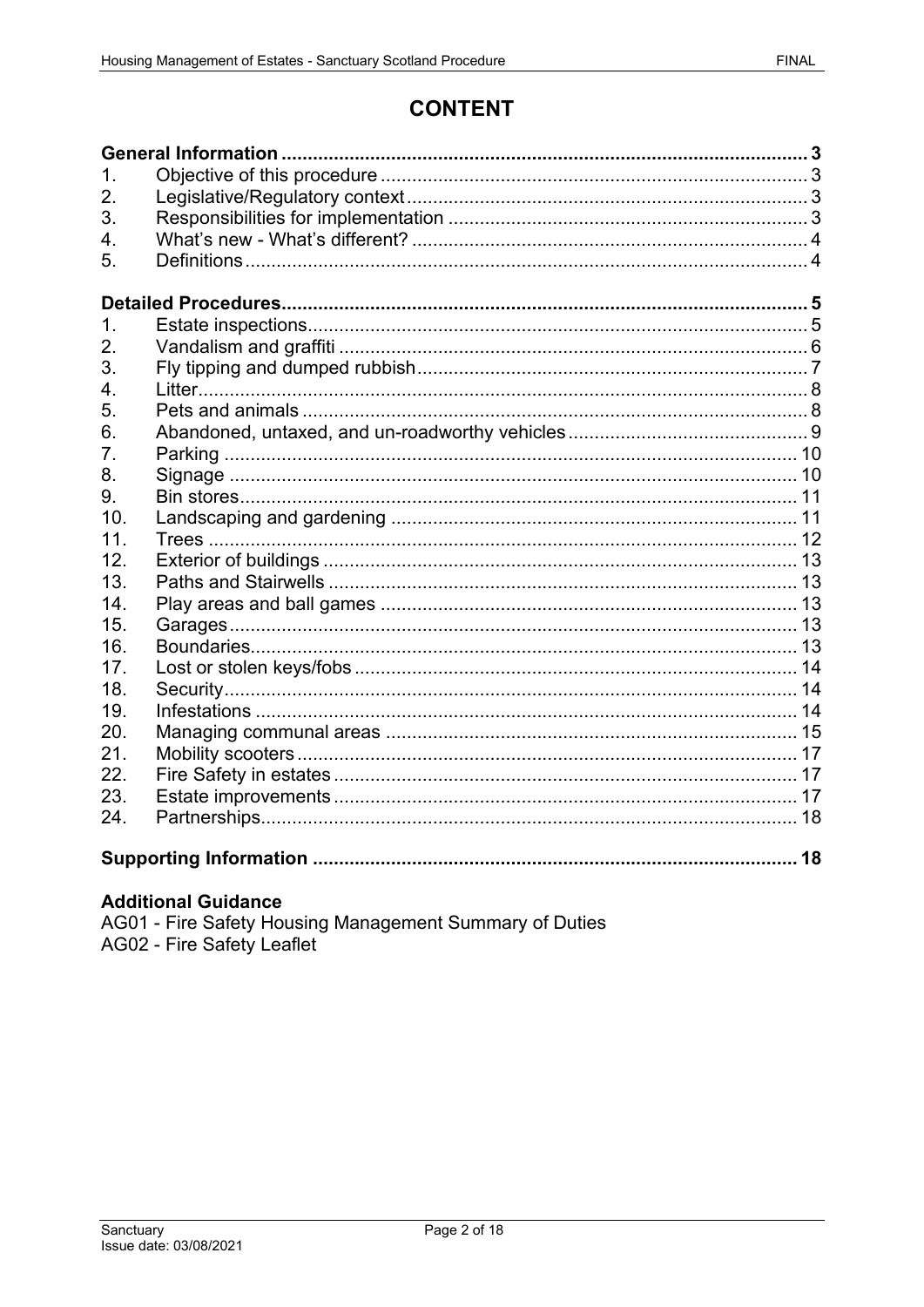# CONTENT

**General Information** ... **3**

1. Objective of this procedure ... 3
2. Legislative/Regulatory context ... 3
3. Responsibilities for implementation ... 3
4. What's new - What's different? ... 4
5. Definitions ... 4

**Detailed Procedures** ... **5**

1. Estate inspections ... 5
2. Vandalism and graffiti ... 6
3. Fly tipping and dumped rubbish ... 7
4. Litter ... 8
5. Pets and animals ... 8
6. Abandoned, untaxed, and un-roadworthy vehicles ... 9
7. Parking ... 10
8. Signage ... 10
9. Bin stores ... 11
10. Landscaping and gardening ... 11
11. Trees ... 12
12. Exterior of buildings ... 13
13. Paths and Stairwells ... 13
14. Play areas and ball games ... 13
15. Garages ... 13
16. Boundaries ... 13
17. Lost or stolen keys/fobs ... 14
18. Security ... 14
19. Infestations ... 14
20. Managing communal areas ... 15
21. Mobility scooters ... 17
22. Fire Safety in estates ... 17
23. Estate improvements ... 17
24. Partnerships ... 18

**Supporting Information** ... **18**

**Additional Guidance**

AG01 - Fire Safety Housing Management Summary of Duties
AG02 - Fire Safety Leaflet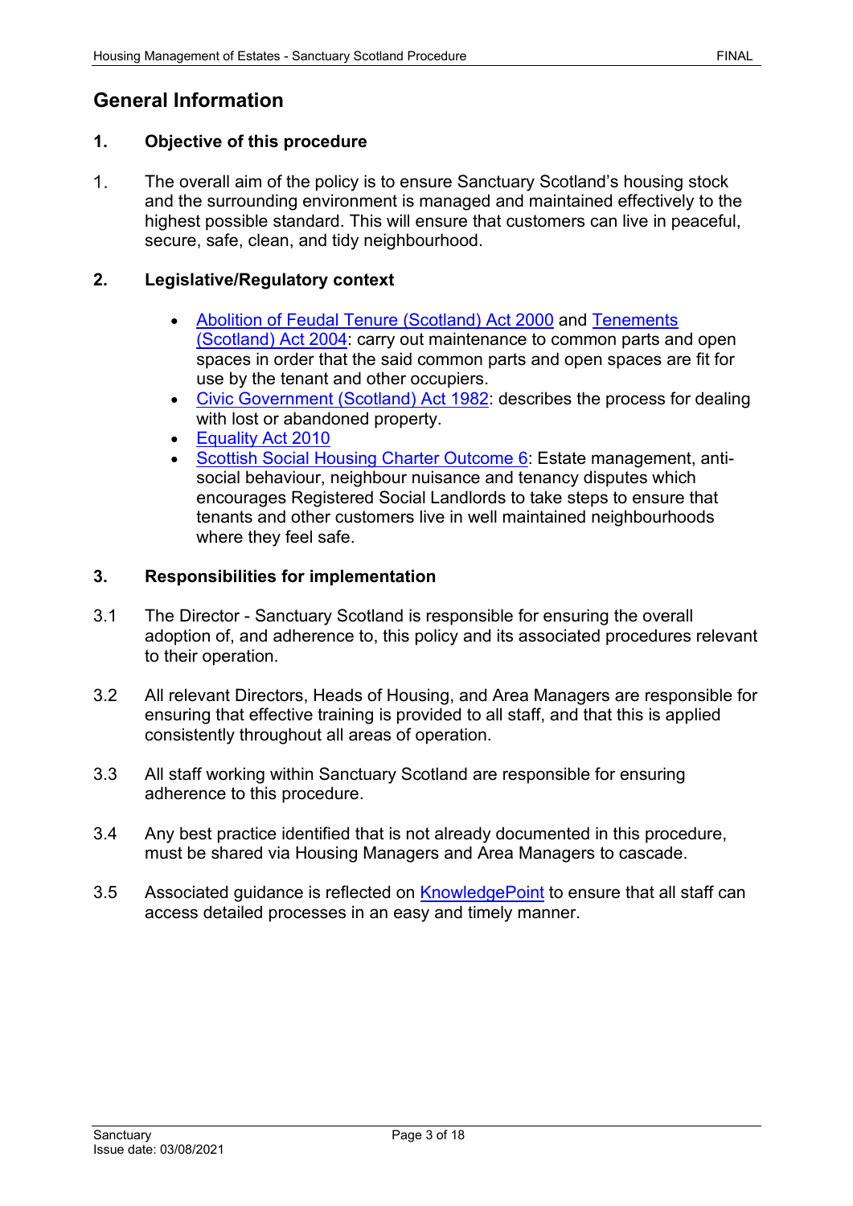## General Information

### 1. Objective of this procedure

1. The overall aim of the policy is to ensure Sanctuary Scotland's housing stock and the surrounding environment is managed and maintained effectively to the highest possible standard. This will ensure that customers can live in peaceful, secure, safe, clean, and tidy neighbourhood.

### 2. Legislative/Regulatory context

- Abolition of Feudal Tenure (Scotland) Act 2000 and Tenements (Scotland) Act 2004: carry out maintenance to common parts and open spaces in order that the said common parts and open spaces are fit for use by the tenant and other occupiers.
- Civic Government (Scotland) Act 1982: describes the process for dealing with lost or abandoned property.
- Equality Act 2010
- Scottish Social Housing Charter Outcome 6: Estate management, anti-social behaviour, neighbour nuisance and tenancy disputes which encourages Registered Social Landlords to take steps to ensure that tenants and other customers live in well maintained neighbourhoods where they feel safe.

### 3. Responsibilities for implementation

3.1 The Director - Sanctuary Scotland is responsible for ensuring the overall adoption of, and adherence to, this policy and its associated procedures relevant to their operation.

3.2 All relevant Directors, Heads of Housing, and Area Managers are responsible for ensuring that effective training is provided to all staff, and that this is applied consistently throughout all areas of operation.

3.3 All staff working within Sanctuary Scotland are responsible for ensuring adherence to this procedure.

3.4 Any best practice identified that is not already documented in this procedure, must be shared via Housing Managers and Area Managers to cascade.

3.5 Associated guidance is reflected on KnowledgePoint to ensure that all staff can access detailed processes in an easy and timely manner.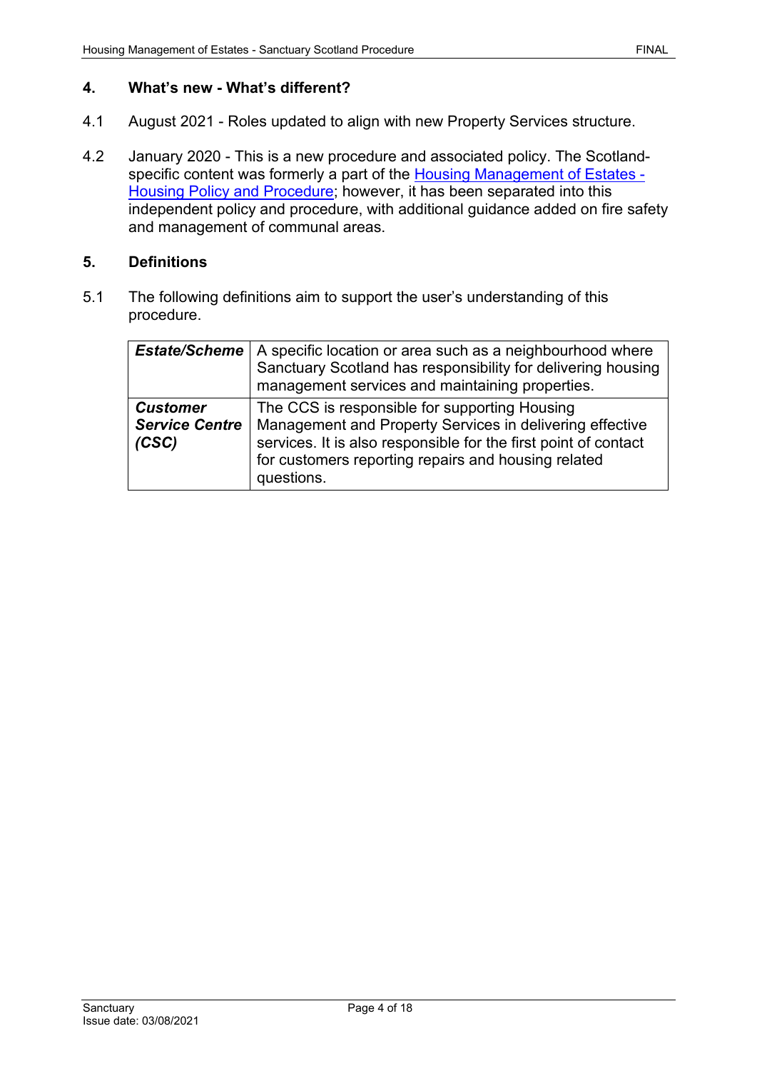## 4. What's new - What's different?

4.1 August 2021 - Roles updated to align with new Property Services structure.

4.2 January 2020 - This is a new procedure and associated policy. The Scotland-specific content was formerly a part of the Housing Management of Estates - Housing Policy and Procedure; however, it has been separated into this independent policy and procedure, with additional guidance added on fire safety and management of communal areas.

## 5. Definitions

5.1 The following definitions aim to support the user's understanding of this procedure.

| | |
|---|---|
| ***Estate/Scheme*** | A specific location or area such as a neighbourhood where Sanctuary Scotland has responsibility for delivering housing management services and maintaining properties. |
| ***Customer Service Centre (CSC)*** | The CCS is responsible for supporting Housing Management and Property Services in delivering effective services. It is also responsible for the first point of contact for customers reporting repairs and housing related questions. |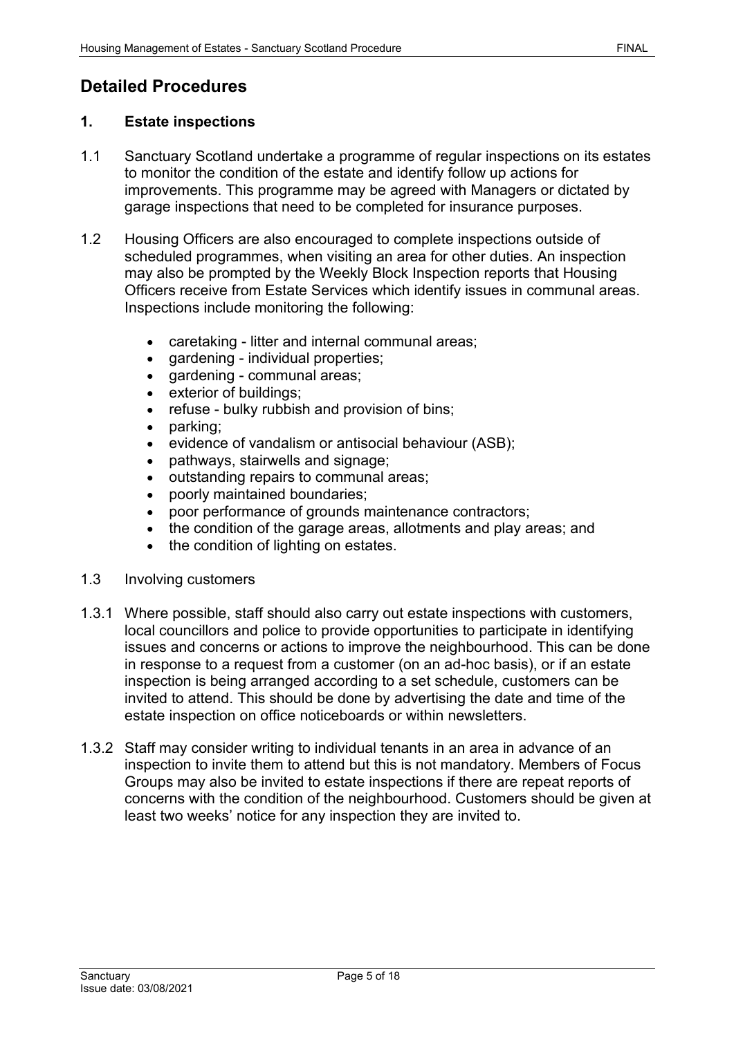## Detailed Procedures

### 1. Estate inspections

1.1 Sanctuary Scotland undertake a programme of regular inspections on its estates to monitor the condition of the estate and identify follow up actions for improvements. This programme may be agreed with Managers or dictated by garage inspections that need to be completed for insurance purposes.

1.2 Housing Officers are also encouraged to complete inspections outside of scheduled programmes, when visiting an area for other duties. An inspection may also be prompted by the Weekly Block Inspection reports that Housing Officers receive from Estate Services which identify issues in communal areas. Inspections include monitoring the following:

- caretaking - litter and internal communal areas;
- gardening - individual properties;
- gardening - communal areas;
- exterior of buildings;
- refuse - bulky rubbish and provision of bins;
- parking;
- evidence of vandalism or antisocial behaviour (ASB);
- pathways, stairwells and signage;
- outstanding repairs to communal areas;
- poorly maintained boundaries;
- poor performance of grounds maintenance contractors;
- the condition of the garage areas, allotments and play areas; and
- the condition of lighting on estates.

1.3 Involving customers

1.3.1 Where possible, staff should also carry out estate inspections with customers, local councillors and police to provide opportunities to participate in identifying issues and concerns or actions to improve the neighbourhood. This can be done in response to a request from a customer (on an ad-hoc basis), or if an estate inspection is being arranged according to a set schedule, customers can be invited to attend. This should be done by advertising the date and time of the estate inspection on office noticeboards or within newsletters.

1.3.2 Staff may consider writing to individual tenants in an area in advance of an inspection to invite them to attend but this is not mandatory. Members of Focus Groups may also be invited to estate inspections if there are repeat reports of concerns with the condition of the neighbourhood. Customers should be given at least two weeks' notice for any inspection they are invited to.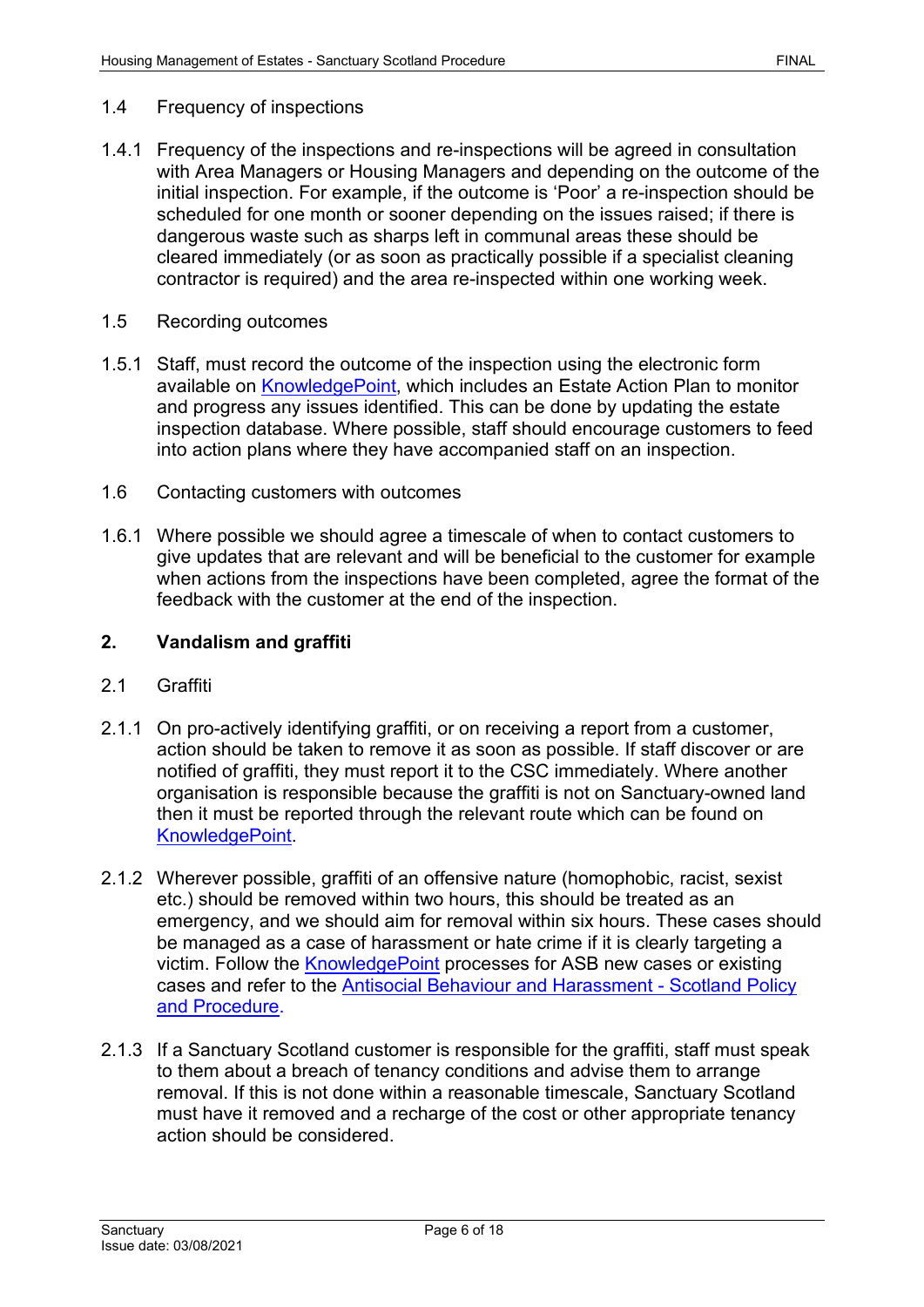### 1.4 Frequency of inspections

1.4.1 Frequency of the inspections and re-inspections will be agreed in consultation with Area Managers or Housing Managers and depending on the outcome of the initial inspection. For example, if the outcome is 'Poor' a re-inspection should be scheduled for one month or sooner depending on the issues raised; if there is dangerous waste such as sharps left in communal areas these should be cleared immediately (or as soon as practically possible if a specialist cleaning contractor is required) and the area re-inspected within one working week.

### 1.5 Recording outcomes

1.5.1 Staff, must record the outcome of the inspection using the electronic form available on KnowledgePoint, which includes an Estate Action Plan to monitor and progress any issues identified. This can be done by updating the estate inspection database. Where possible, staff should encourage customers to feed into action plans where they have accompanied staff on an inspection.

### 1.6 Contacting customers with outcomes

1.6.1 Where possible we should agree a timescale of when to contact customers to give updates that are relevant and will be beneficial to the customer for example when actions from the inspections have been completed, agree the format of the feedback with the customer at the end of the inspection.

## 2. Vandalism and graffiti

### 2.1 Graffiti

2.1.1 On pro-actively identifying graffiti, or on receiving a report from a customer, action should be taken to remove it as soon as possible. If staff discover or are notified of graffiti, they must report it to the CSC immediately. Where another organisation is responsible because the graffiti is not on Sanctuary-owned land then it must be reported through the relevant route which can be found on KnowledgePoint.

2.1.2 Wherever possible, graffiti of an offensive nature (homophobic, racist, sexist etc.) should be removed within two hours, this should be treated as an emergency, and we should aim for removal within six hours. These cases should be managed as a case of harassment or hate crime if it is clearly targeting a victim. Follow the KnowledgePoint processes for ASB new cases or existing cases and refer to the Antisocial Behaviour and Harassment - Scotland Policy and Procedure.

2.1.3 If a Sanctuary Scotland customer is responsible for the graffiti, staff must speak to them about a breach of tenancy conditions and advise them to arrange removal. If this is not done within a reasonable timescale, Sanctuary Scotland must have it removed and a recharge of the cost or other appropriate tenancy action should be considered.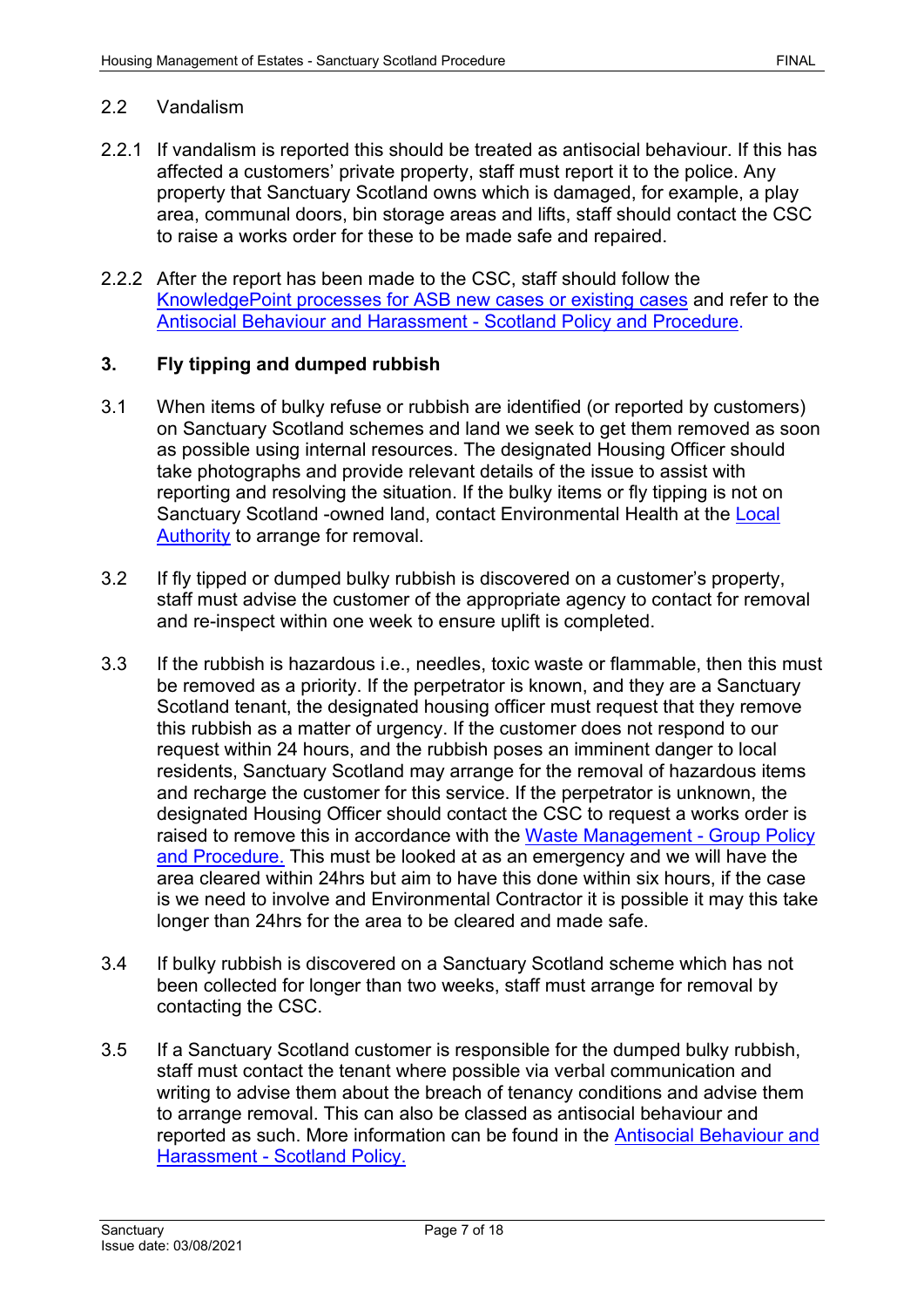2.2 Vandalism

2.2.1 If vandalism is reported this should be treated as antisocial behaviour. If this has affected a customers' private property, staff must report it to the police. Any property that Sanctuary Scotland owns which is damaged, for example, a play area, communal doors, bin storage areas and lifts, staff should contact the CSC to raise a works order for these to be made safe and repaired.

2.2.2 After the report has been made to the CSC, staff should follow the KnowledgePoint processes for ASB new cases or existing cases and refer to the Antisocial Behaviour and Harassment - Scotland Policy and Procedure.

## 3. Fly tipping and dumped rubbish

3.1 When items of bulky refuse or rubbish are identified (or reported by customers) on Sanctuary Scotland schemes and land we seek to get them removed as soon as possible using internal resources. The designated Housing Officer should take photographs and provide relevant details of the issue to assist with reporting and resolving the situation. If the bulky items or fly tipping is not on Sanctuary Scotland -owned land, contact Environmental Health at the Local Authority to arrange for removal.

3.2 If fly tipped or dumped bulky rubbish is discovered on a customer's property, staff must advise the customer of the appropriate agency to contact for removal and re-inspect within one week to ensure uplift is completed.

3.3 If the rubbish is hazardous i.e., needles, toxic waste or flammable, then this must be removed as a priority. If the perpetrator is known, and they are a Sanctuary Scotland tenant, the designated housing officer must request that they remove this rubbish as a matter of urgency. If the customer does not respond to our request within 24 hours, and the rubbish poses an imminent danger to local residents, Sanctuary Scotland may arrange for the removal of hazardous items and recharge the customer for this service. If the perpetrator is unknown, the designated Housing Officer should contact the CSC to request a works order is raised to remove this in accordance with the Waste Management - Group Policy and Procedure. This must be looked at as an emergency and we will have the area cleared within 24hrs but aim to have this done within six hours, if the case is we need to involve and Environmental Contractor it is possible it may this take longer than 24hrs for the area to be cleared and made safe.

3.4 If bulky rubbish is discovered on a Sanctuary Scotland scheme which has not been collected for longer than two weeks, staff must arrange for removal by contacting the CSC.

3.5 If a Sanctuary Scotland customer is responsible for the dumped bulky rubbish, staff must contact the tenant where possible via verbal communication and writing to advise them about the breach of tenancy conditions and advise them to arrange removal. This can also be classed as antisocial behaviour and reported as such. More information can be found in the Antisocial Behaviour and Harassment - Scotland Policy.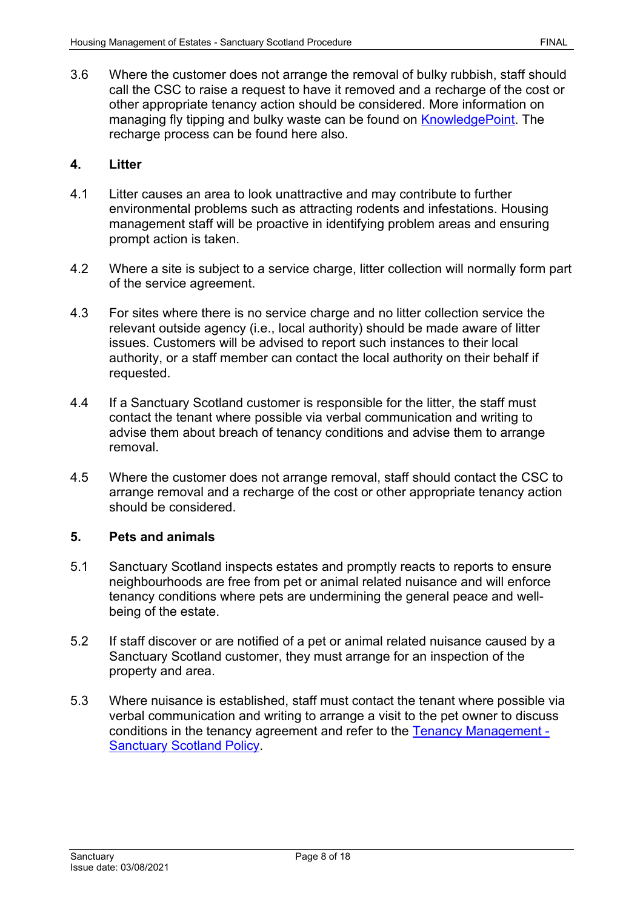3.6 Where the customer does not arrange the removal of bulky rubbish, staff should call the CSC to raise a request to have it removed and a recharge of the cost or other appropriate tenancy action should be considered. More information on managing fly tipping and bulky waste can be found on [KnowledgePoint](). The recharge process can be found here also.

## 4. Litter

4.1 Litter causes an area to look unattractive and may contribute to further environmental problems such as attracting rodents and infestations. Housing management staff will be proactive in identifying problem areas and ensuring prompt action is taken.

4.2 Where a site is subject to a service charge, litter collection will normally form part of the service agreement.

4.3 For sites where there is no service charge and no litter collection service the relevant outside agency (i.e., local authority) should be made aware of litter issues. Customers will be advised to report such instances to their local authority, or a staff member can contact the local authority on their behalf if requested.

4.4 If a Sanctuary Scotland customer is responsible for the litter, the staff must contact the tenant where possible via verbal communication and writing to advise them about breach of tenancy conditions and advise them to arrange removal.

4.5 Where the customer does not arrange removal, staff should contact the CSC to arrange removal and a recharge of the cost or other appropriate tenancy action should be considered.

## 5. Pets and animals

5.1 Sanctuary Scotland inspects estates and promptly reacts to reports to ensure neighbourhoods are free from pet or animal related nuisance and will enforce tenancy conditions where pets are undermining the general peace and well-being of the estate.

5.2 If staff discover or are notified of a pet or animal related nuisance caused by a Sanctuary Scotland customer, they must arrange for an inspection of the property and area.

5.3 Where nuisance is established, staff must contact the tenant where possible via verbal communication and writing to arrange a visit to the pet owner to discuss conditions in the tenancy agreement and refer to the [Tenancy Management - Sanctuary Scotland Policy]().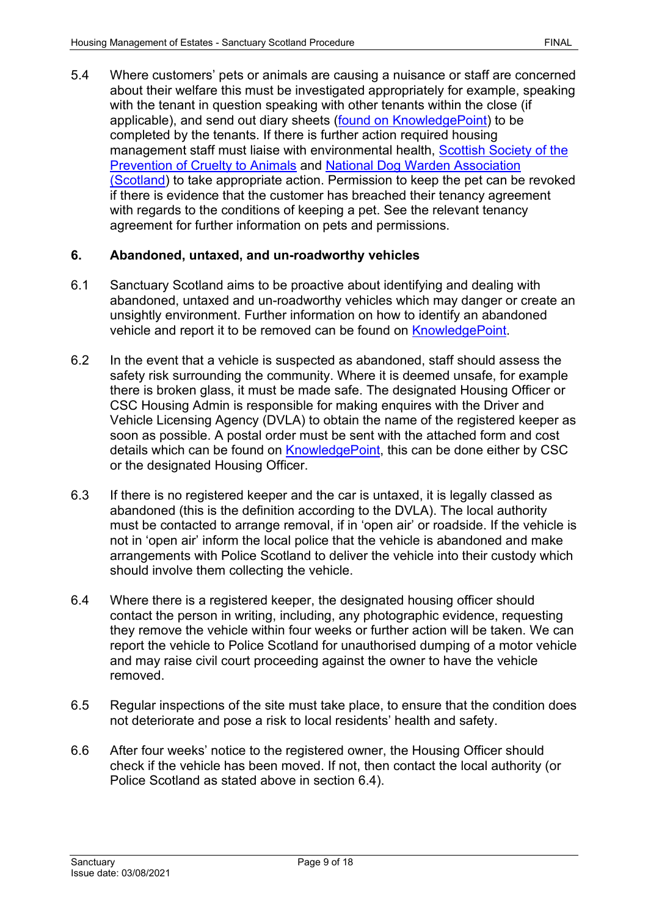5.4 Where customers' pets or animals are causing a nuisance or staff are concerned about their welfare this must be investigated appropriately for example, speaking with the tenant in question speaking with other tenants within the close (if applicable), and send out diary sheets (found on KnowledgePoint) to be completed by the tenants. If there is further action required housing management staff must liaise with environmental health, Scottish Society of the Prevention of Cruelty to Animals and National Dog Warden Association (Scotland) to take appropriate action. Permission to keep the pet can be revoked if there is evidence that the customer has breached their tenancy agreement with regards to the conditions of keeping a pet. See the relevant tenancy agreement for further information on pets and permissions.

## 6. Abandoned, untaxed, and un-roadworthy vehicles

6.1 Sanctuary Scotland aims to be proactive about identifying and dealing with abandoned, untaxed and un-roadworthy vehicles which may danger or create an unsightly environment. Further information on how to identify an abandoned vehicle and report it to be removed can be found on KnowledgePoint.

6.2 In the event that a vehicle is suspected as abandoned, staff should assess the safety risk surrounding the community. Where it is deemed unsafe, for example there is broken glass, it must be made safe. The designated Housing Officer or CSC Housing Admin is responsible for making enquires with the Driver and Vehicle Licensing Agency (DVLA) to obtain the name of the registered keeper as soon as possible. A postal order must be sent with the attached form and cost details which can be found on KnowledgePoint, this can be done either by CSC or the designated Housing Officer.

6.3 If there is no registered keeper and the car is untaxed, it is legally classed as abandoned (this is the definition according to the DVLA). The local authority must be contacted to arrange removal, if in 'open air' or roadside. If the vehicle is not in 'open air' inform the local police that the vehicle is abandoned and make arrangements with Police Scotland to deliver the vehicle into their custody which should involve them collecting the vehicle.

6.4 Where there is a registered keeper, the designated housing officer should contact the person in writing, including, any photographic evidence, requesting they remove the vehicle within four weeks or further action will be taken. We can report the vehicle to Police Scotland for unauthorised dumping of a motor vehicle and may raise civil court proceeding against the owner to have the vehicle removed.

6.5 Regular inspections of the site must take place, to ensure that the condition does not deteriorate and pose a risk to local residents' health and safety.

6.6 After four weeks' notice to the registered owner, the Housing Officer should check if the vehicle has been moved. If not, then contact the local authority (or Police Scotland as stated above in section 6.4).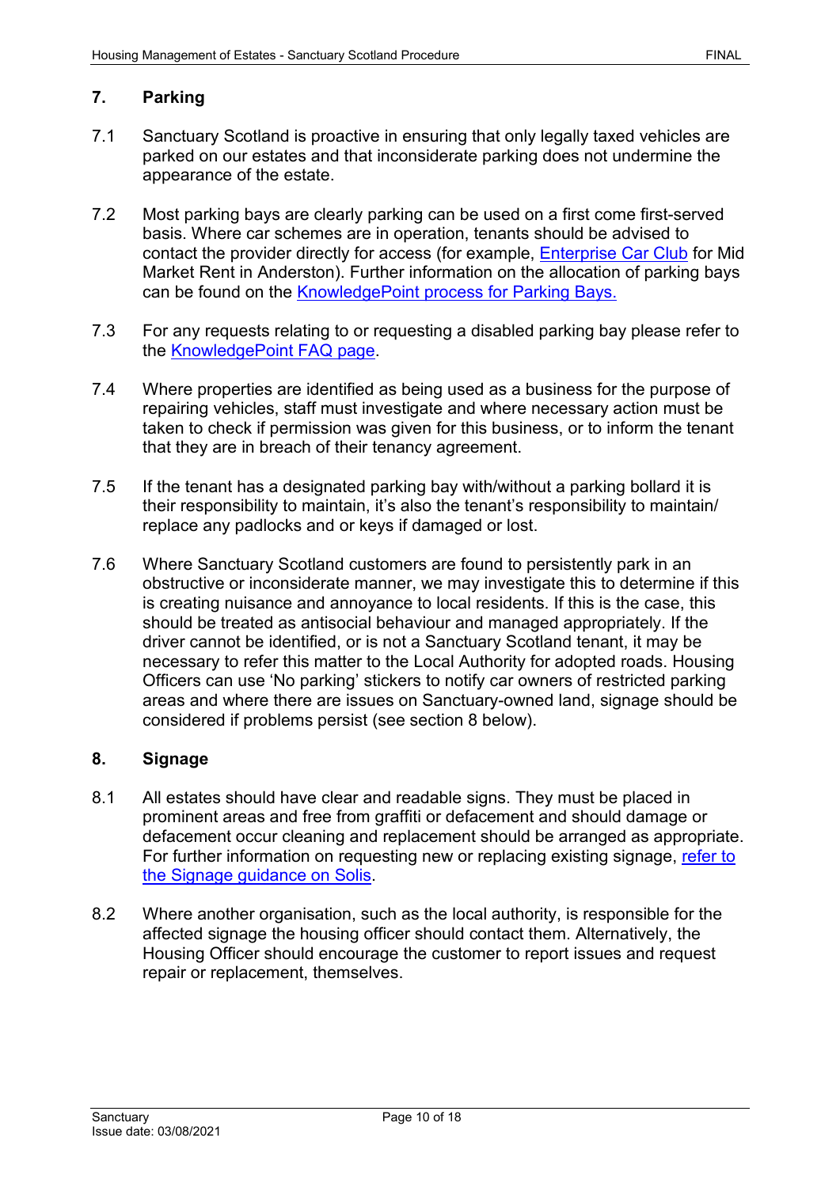## 7. Parking

7.1 Sanctuary Scotland is proactive in ensuring that only legally taxed vehicles are parked on our estates and that inconsiderate parking does not undermine the appearance of the estate.

7.2 Most parking bays are clearly parking can be used on a first come first-served basis. Where car schemes are in operation, tenants should be advised to contact the provider directly for access (for example, Enterprise Car Club for Mid Market Rent in Anderston). Further information on the allocation of parking bays can be found on the KnowledgePoint process for Parking Bays.

7.3 For any requests relating to or requesting a disabled parking bay please refer to the KnowledgePoint FAQ page.

7.4 Where properties are identified as being used as a business for the purpose of repairing vehicles, staff must investigate and where necessary action must be taken to check if permission was given for this business, or to inform the tenant that they are in breach of their tenancy agreement.

7.5 If the tenant has a designated parking bay with/without a parking bollard it is their responsibility to maintain, it's also the tenant's responsibility to maintain/ replace any padlocks and or keys if damaged or lost.

7.6 Where Sanctuary Scotland customers are found to persistently park in an obstructive or inconsiderate manner, we may investigate this to determine if this is creating nuisance and annoyance to local residents. If this is the case, this should be treated as antisocial behaviour and managed appropriately. If the driver cannot be identified, or is not a Sanctuary Scotland tenant, it may be necessary to refer this matter to the Local Authority for adopted roads. Housing Officers can use 'No parking' stickers to notify car owners of restricted parking areas and where there are issues on Sanctuary-owned land, signage should be considered if problems persist (see section 8 below).

## 8. Signage

8.1 All estates should have clear and readable signs. They must be placed in prominent areas and free from graffiti or defacement and should damage or defacement occur cleaning and replacement should be arranged as appropriate. For further information on requesting new or replacing existing signage, refer to the Signage guidance on Solis.

8.2 Where another organisation, such as the local authority, is responsible for the affected signage the housing officer should contact them. Alternatively, the Housing Officer should encourage the customer to report issues and request repair or replacement, themselves.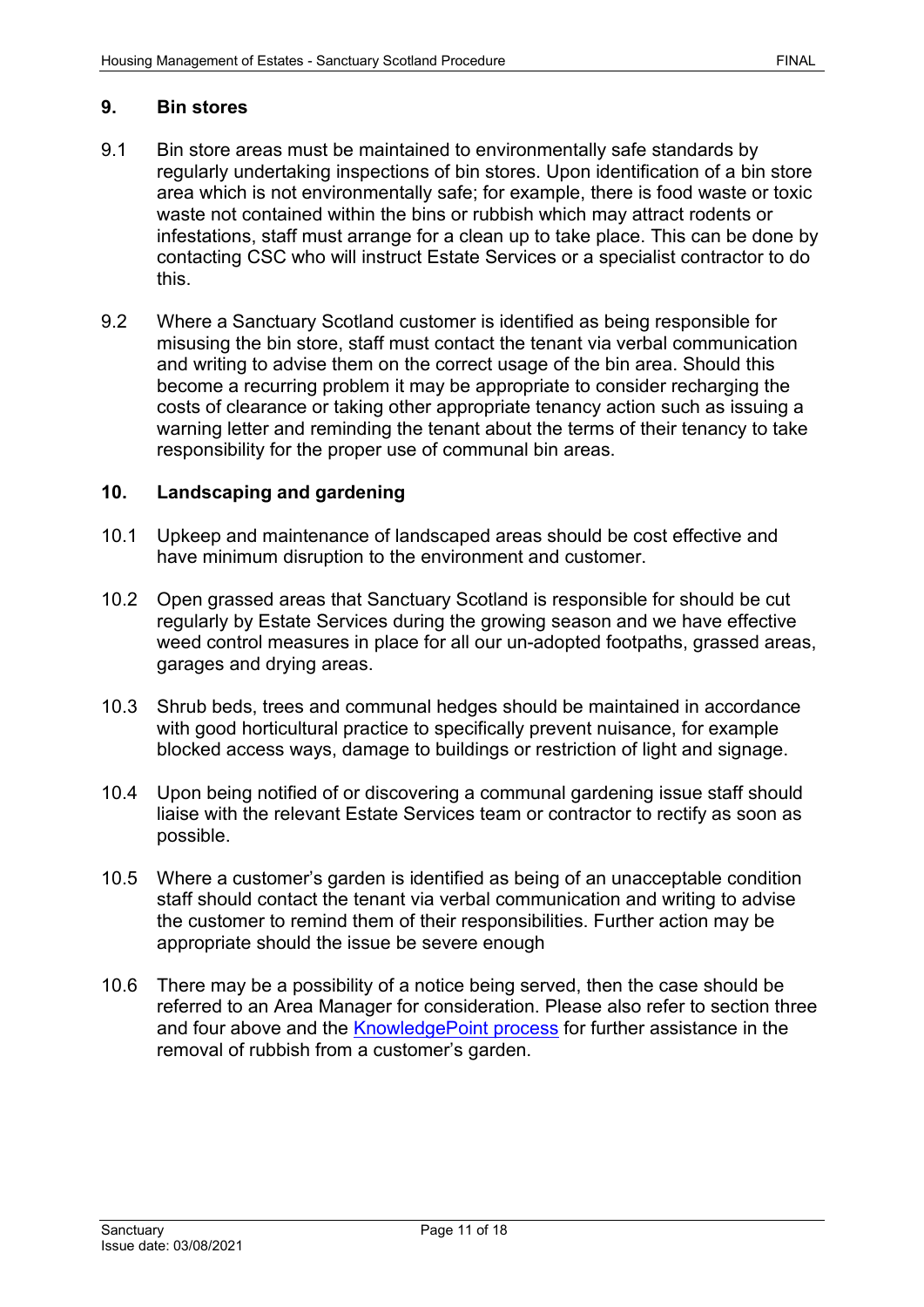## 9. Bin stores

9.1 Bin store areas must be maintained to environmentally safe standards by regularly undertaking inspections of bin stores. Upon identification of a bin store area which is not environmentally safe; for example, there is food waste or toxic waste not contained within the bins or rubbish which may attract rodents or infestations, staff must arrange for a clean up to take place. This can be done by contacting CSC who will instruct Estate Services or a specialist contractor to do this.

9.2 Where a Sanctuary Scotland customer is identified as being responsible for misusing the bin store, staff must contact the tenant via verbal communication and writing to advise them on the correct usage of the bin area. Should this become a recurring problem it may be appropriate to consider recharging the costs of clearance or taking other appropriate tenancy action such as issuing a warning letter and reminding the tenant about the terms of their tenancy to take responsibility for the proper use of communal bin areas.

## 10. Landscaping and gardening

10.1 Upkeep and maintenance of landscaped areas should be cost effective and have minimum disruption to the environment and customer.

10.2 Open grassed areas that Sanctuary Scotland is responsible for should be cut regularly by Estate Services during the growing season and we have effective weed control measures in place for all our un-adopted footpaths, grassed areas, garages and drying areas.

10.3 Shrub beds, trees and communal hedges should be maintained in accordance with good horticultural practice to specifically prevent nuisance, for example blocked access ways, damage to buildings or restriction of light and signage.

10.4 Upon being notified of or discovering a communal gardening issue staff should liaise with the relevant Estate Services team or contractor to rectify as soon as possible.

10.5 Where a customer's garden is identified as being of an unacceptable condition staff should contact the tenant via verbal communication and writing to advise the customer to remind them of their responsibilities. Further action may be appropriate should the issue be severe enough

10.6 There may be a possibility of a notice being served, then the case should be referred to an Area Manager for consideration. Please also refer to section three and four above and the KnowledgePoint process for further assistance in the removal of rubbish from a customer's garden.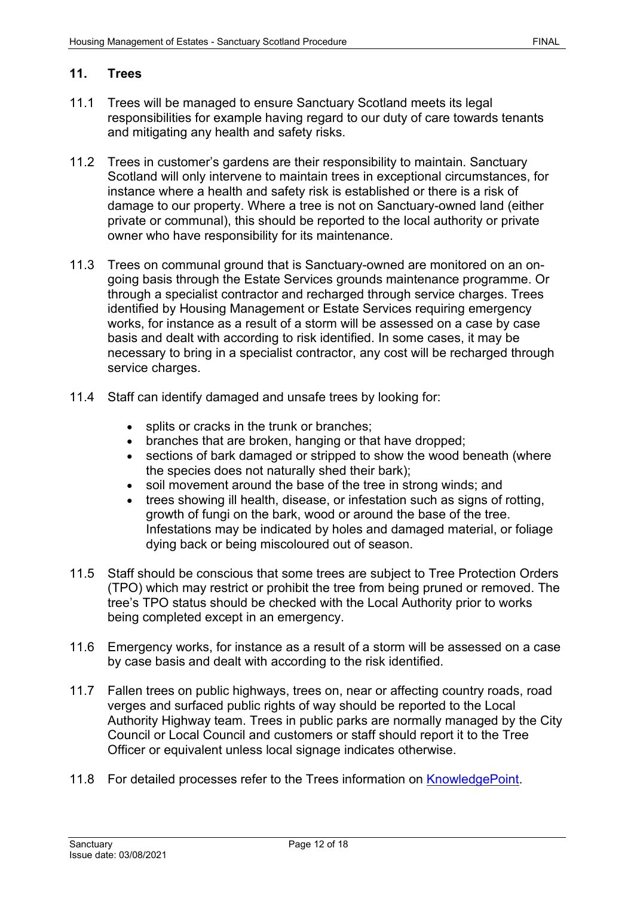## 11. Trees

11.1 Trees will be managed to ensure Sanctuary Scotland meets its legal responsibilities for example having regard to our duty of care towards tenants and mitigating any health and safety risks.

11.2 Trees in customer's gardens are their responsibility to maintain. Sanctuary Scotland will only intervene to maintain trees in exceptional circumstances, for instance where a health and safety risk is established or there is a risk of damage to our property. Where a tree is not on Sanctuary-owned land (either private or communal), this should be reported to the local authority or private owner who have responsibility for its maintenance.

11.3 Trees on communal ground that is Sanctuary-owned are monitored on an on-going basis through the Estate Services grounds maintenance programme. Or through a specialist contractor and recharged through service charges. Trees identified by Housing Management or Estate Services requiring emergency works, for instance as a result of a storm will be assessed on a case by case basis and dealt with according to risk identified. In some cases, it may be necessary to bring in a specialist contractor, any cost will be recharged through service charges.

11.4 Staff can identify damaged and unsafe trees by looking for:

- splits or cracks in the trunk or branches;
- branches that are broken, hanging or that have dropped;
- sections of bark damaged or stripped to show the wood beneath (where the species does not naturally shed their bark);
- soil movement around the base of the tree in strong winds; and
- trees showing ill health, disease, or infestation such as signs of rotting, growth of fungi on the bark, wood or around the base of the tree. Infestations may be indicated by holes and damaged material, or foliage dying back or being miscoloured out of season.

11.5 Staff should be conscious that some trees are subject to Tree Protection Orders (TPO) which may restrict or prohibit the tree from being pruned or removed. The tree's TPO status should be checked with the Local Authority prior to works being completed except in an emergency.

11.6 Emergency works, for instance as a result of a storm will be assessed on a case by case basis and dealt with according to the risk identified.

11.7 Fallen trees on public highways, trees on, near or affecting country roads, road verges and surfaced public rights of way should be reported to the Local Authority Highway team. Trees in public parks are normally managed by the City Council or Local Council and customers or staff should report it to the Tree Officer or equivalent unless local signage indicates otherwise.

11.8 For detailed processes refer to the Trees information on KnowledgePoint.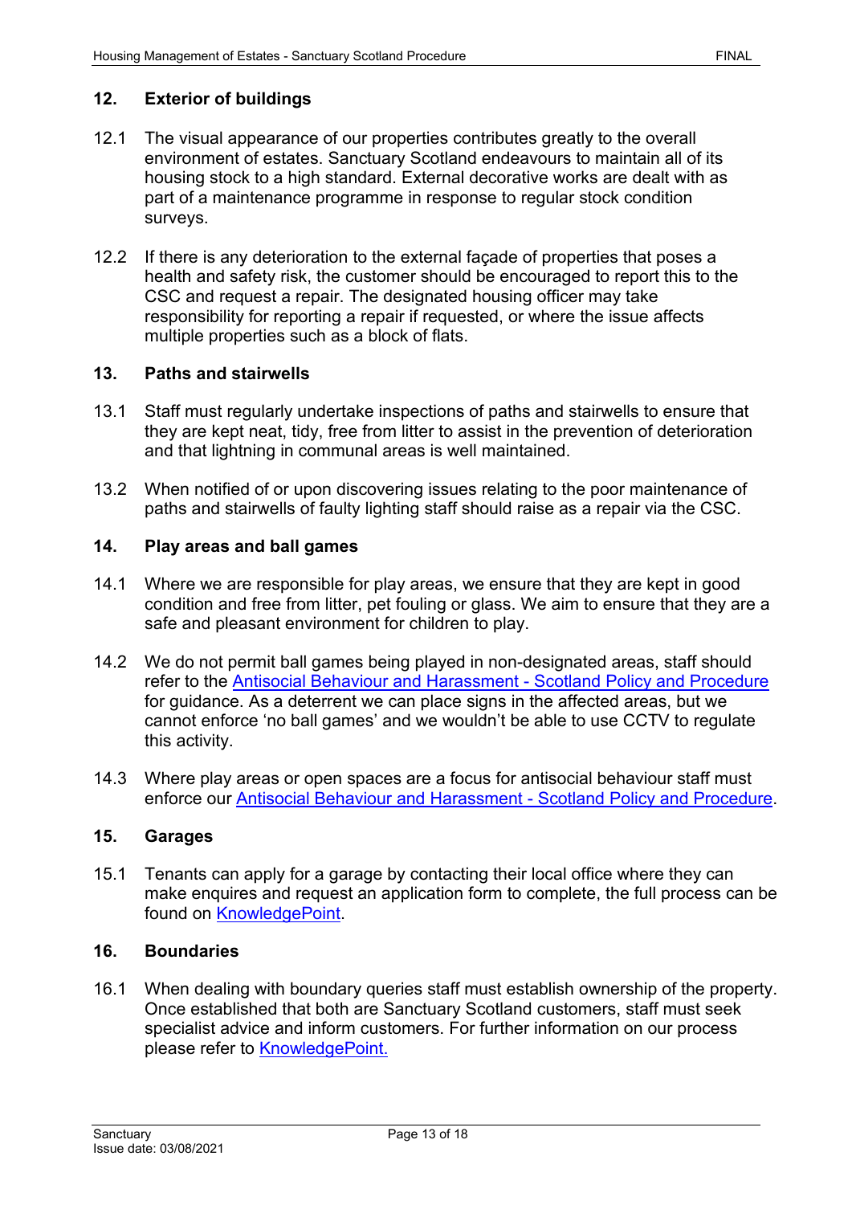## 12. Exterior of buildings

12.1 The visual appearance of our properties contributes greatly to the overall environment of estates. Sanctuary Scotland endeavours to maintain all of its housing stock to a high standard. External decorative works are dealt with as part of a maintenance programme in response to regular stock condition surveys.

12.2 If there is any deterioration to the external façade of properties that poses a health and safety risk, the customer should be encouraged to report this to the CSC and request a repair. The designated housing officer may take responsibility for reporting a repair if requested, or where the issue affects multiple properties such as a block of flats.

## 13. Paths and stairwells

13.1 Staff must regularly undertake inspections of paths and stairwells to ensure that they are kept neat, tidy, free from litter to assist in the prevention of deterioration and that lightning in communal areas is well maintained.

13.2 When notified of or upon discovering issues relating to the poor maintenance of paths and stairwells of faulty lighting staff should raise as a repair via the CSC.

## 14. Play areas and ball games

14.1 Where we are responsible for play areas, we ensure that they are kept in good condition and free from litter, pet fouling or glass. We aim to ensure that they are a safe and pleasant environment for children to play.

14.2 We do not permit ball games being played in non-designated areas, staff should refer to the Antisocial Behaviour and Harassment - Scotland Policy and Procedure for guidance. As a deterrent we can place signs in the affected areas, but we cannot enforce 'no ball games' and we wouldn't be able to use CCTV to regulate this activity.

14.3 Where play areas or open spaces are a focus for antisocial behaviour staff must enforce our Antisocial Behaviour and Harassment - Scotland Policy and Procedure.

## 15. Garages

15.1 Tenants can apply for a garage by contacting their local office where they can make enquires and request an application form to complete, the full process can be found on KnowledgePoint.

## 16. Boundaries

16.1 When dealing with boundary queries staff must establish ownership of the property. Once established that both are Sanctuary Scotland customers, staff must seek specialist advice and inform customers. For further information on our process please refer to KnowledgePoint.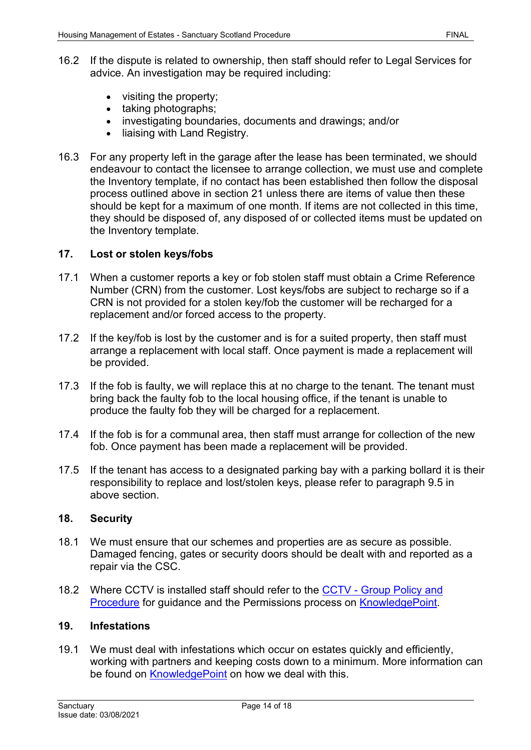16.2 If the dispute is related to ownership, then staff should refer to Legal Services for advice. An investigation may be required including:

- visiting the property;
- taking photographs;
- investigating boundaries, documents and drawings; and/or
- liaising with Land Registry.

16.3 For any property left in the garage after the lease has been terminated, we should endeavour to contact the licensee to arrange collection, we must use and complete the Inventory template, if no contact has been established then follow the disposal process outlined above in section 21 unless there are items of value then these should be kept for a maximum of one month. If items are not collected in this time, they should be disposed of, any disposed of or collected items must be updated on the Inventory template.

## 17. Lost or stolen keys/fobs

17.1 When a customer reports a key or fob stolen staff must obtain a Crime Reference Number (CRN) from the customer. Lost keys/fobs are subject to recharge so if a CRN is not provided for a stolen key/fob the customer will be recharged for a replacement and/or forced access to the property.

17.2 If the key/fob is lost by the customer and is for a suited property, then staff must arrange a replacement with local staff. Once payment is made a replacement will be provided.

17.3 If the fob is faulty, we will replace this at no charge to the tenant. The tenant must bring back the faulty fob to the local housing office, if the tenant is unable to produce the faulty fob they will be charged for a replacement.

17.4 If the fob is for a communal area, then staff must arrange for collection of the new fob. Once payment has been made a replacement will be provided.

17.5 If the tenant has access to a designated parking bay with a parking bollard it is their responsibility to replace and lost/stolen keys, please refer to paragraph 9.5 in above section.

## 18. Security

18.1 We must ensure that our schemes and properties are as secure as possible. Damaged fencing, gates or security doors should be dealt with and reported as a repair via the CSC.

18.2 Where CCTV is installed staff should refer to the CCTV - Group Policy and Procedure for guidance and the Permissions process on KnowledgePoint.

## 19. Infestations

19.1 We must deal with infestations which occur on estates quickly and efficiently, working with partners and keeping costs down to a minimum. More information can be found on KnowledgePoint on how we deal with this.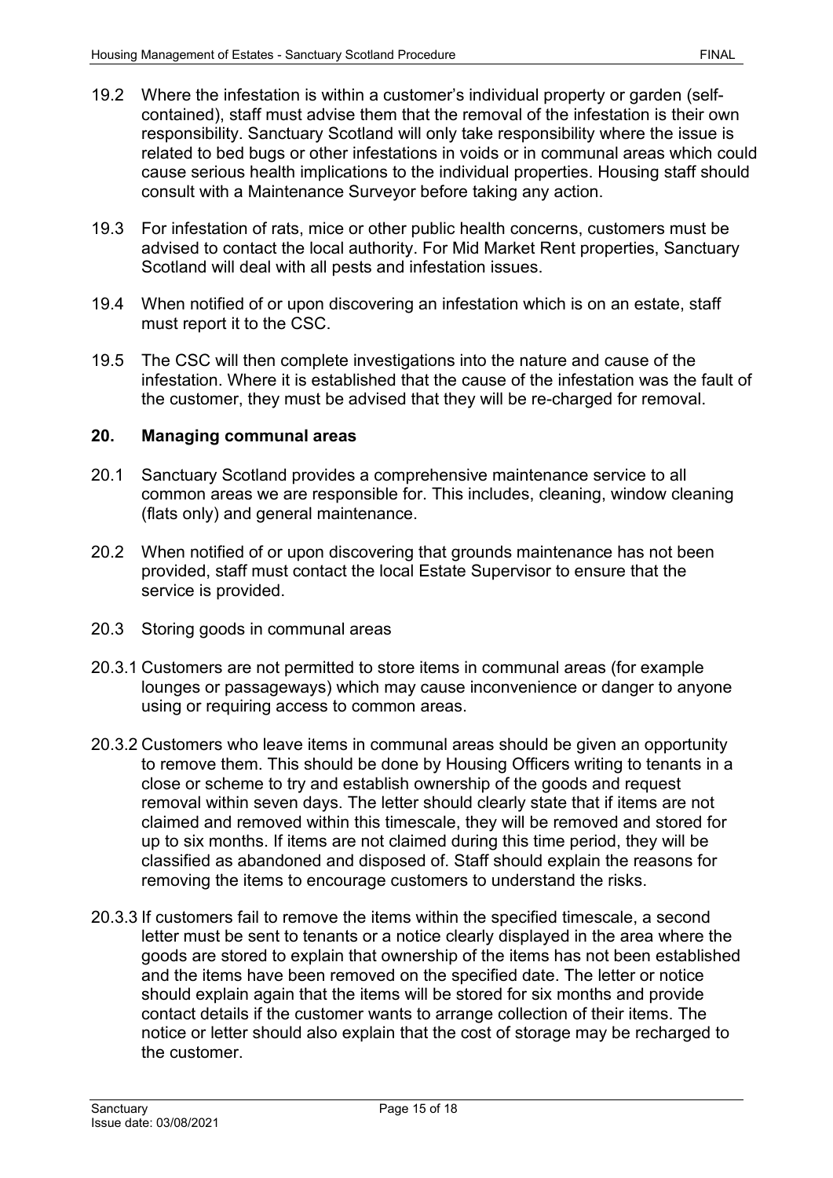19.2 Where the infestation is within a customer's individual property or garden (self-contained), staff must advise them that the removal of the infestation is their own responsibility. Sanctuary Scotland will only take responsibility where the issue is related to bed bugs or other infestations in voids or in communal areas which could cause serious health implications to the individual properties. Housing staff should consult with a Maintenance Surveyor before taking any action.

19.3 For infestation of rats, mice or other public health concerns, customers must be advised to contact the local authority. For Mid Market Rent properties, Sanctuary Scotland will deal with all pests and infestation issues.

19.4 When notified of or upon discovering an infestation which is on an estate, staff must report it to the CSC.

19.5 The CSC will then complete investigations into the nature and cause of the infestation. Where it is established that the cause of the infestation was the fault of the customer, they must be advised that they will be re-charged for removal.

## 20. Managing communal areas

20.1 Sanctuary Scotland provides a comprehensive maintenance service to all common areas we are responsible for. This includes, cleaning, window cleaning (flats only) and general maintenance.

20.2 When notified of or upon discovering that grounds maintenance has not been provided, staff must contact the local Estate Supervisor to ensure that the service is provided.

20.3 Storing goods in communal areas

20.3.1 Customers are not permitted to store items in communal areas (for example lounges or passageways) which may cause inconvenience or danger to anyone using or requiring access to common areas.

20.3.2 Customers who leave items in communal areas should be given an opportunity to remove them. This should be done by Housing Officers writing to tenants in a close or scheme to try and establish ownership of the goods and request removal within seven days. The letter should clearly state that if items are not claimed and removed within this timescale, they will be removed and stored for up to six months. If items are not claimed during this time period, they will be classified as abandoned and disposed of. Staff should explain the reasons for removing the items to encourage customers to understand the risks.

20.3.3 If customers fail to remove the items within the specified timescale, a second letter must be sent to tenants or a notice clearly displayed in the area where the goods are stored to explain that ownership of the items has not been established and the items have been removed on the specified date. The letter or notice should explain again that the items will be stored for six months and provide contact details if the customer wants to arrange collection of their items. The notice or letter should also explain that the cost of storage may be recharged to the customer.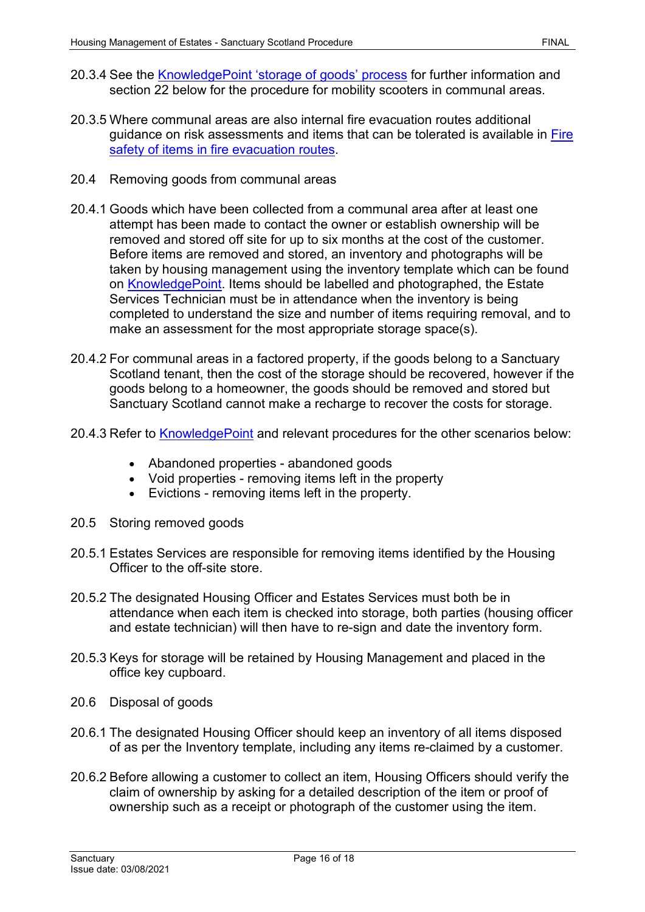20.3.4 See the KnowledgePoint 'storage of goods' process for further information and section 22 below for the procedure for mobility scooters in communal areas.

20.3.5 Where communal areas are also internal fire evacuation routes additional guidance on risk assessments and items that can be tolerated is available in Fire safety of items in fire evacuation routes.

## 20.4 Removing goods from communal areas

20.4.1 Goods which have been collected from a communal area after at least one attempt has been made to contact the owner or establish ownership will be removed and stored off site for up to six months at the cost of the customer. Before items are removed and stored, an inventory and photographs will be taken by housing management using the inventory template which can be found on KnowledgePoint. Items should be labelled and photographed, the Estate Services Technician must be in attendance when the inventory is being completed to understand the size and number of items requiring removal, and to make an assessment for the most appropriate storage space(s).

20.4.2 For communal areas in a factored property, if the goods belong to a Sanctuary Scotland tenant, then the cost of the storage should be recovered, however if the goods belong to a homeowner, the goods should be removed and stored but Sanctuary Scotland cannot make a recharge to recover the costs for storage.

20.4.3 Refer to KnowledgePoint and relevant procedures for the other scenarios below:

- Abandoned properties - abandoned goods
- Void properties - removing items left in the property
- Evictions - removing items left in the property.

## 20.5 Storing removed goods

20.5.1 Estates Services are responsible for removing items identified by the Housing Officer to the off-site store.

20.5.2 The designated Housing Officer and Estates Services must both be in attendance when each item is checked into storage, both parties (housing officer and estate technician) will then have to re-sign and date the inventory form.

20.5.3 Keys for storage will be retained by Housing Management and placed in the office key cupboard.

## 20.6 Disposal of goods

20.6.1 The designated Housing Officer should keep an inventory of all items disposed of as per the Inventory template, including any items re-claimed by a customer.

20.6.2 Before allowing a customer to collect an item, Housing Officers should verify the claim of ownership by asking for a detailed description of the item or proof of ownership such as a receipt or photograph of the customer using the item.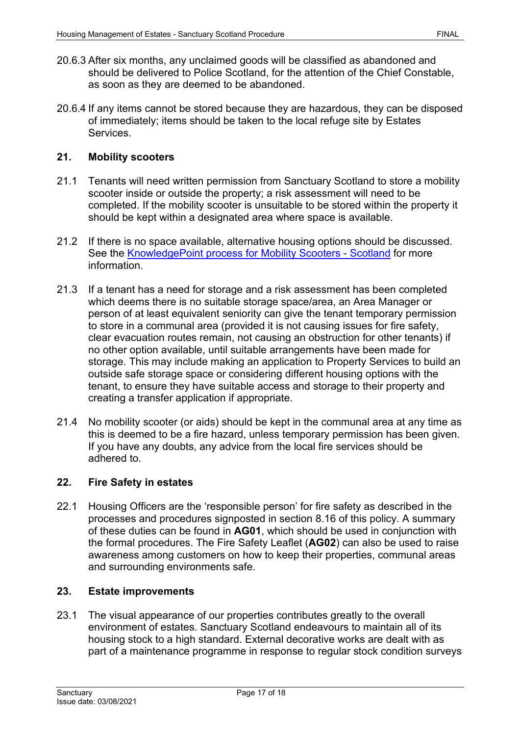20.6.3 After six months, any unclaimed goods will be classified as abandoned and should be delivered to Police Scotland, for the attention of the Chief Constable, as soon as they are deemed to be abandoned.

20.6.4 If any items cannot be stored because they are hazardous, they can be disposed of immediately; items should be taken to the local refuge site by Estates Services.

## 21. Mobility scooters

21.1 Tenants will need written permission from Sanctuary Scotland to store a mobility scooter inside or outside the property; a risk assessment will need to be completed. If the mobility scooter is unsuitable to be stored within the property it should be kept within a designated area where space is available.

21.2 If there is no space available, alternative housing options should be discussed. See the KnowledgePoint process for Mobility Scooters - Scotland for more information.

21.3 If a tenant has a need for storage and a risk assessment has been completed which deems there is no suitable storage space/area, an Area Manager or person of at least equivalent seniority can give the tenant temporary permission to store in a communal area (provided it is not causing issues for fire safety, clear evacuation routes remain, not causing an obstruction for other tenants) if no other option available, until suitable arrangements have been made for storage. This may include making an application to Property Services to build an outside safe storage space or considering different housing options with the tenant, to ensure they have suitable access and storage to their property and creating a transfer application if appropriate.

21.4 No mobility scooter (or aids) should be kept in the communal area at any time as this is deemed to be a fire hazard, unless temporary permission has been given. If you have any doubts, any advice from the local fire services should be adhered to.

## 22. Fire Safety in estates

22.1 Housing Officers are the 'responsible person' for fire safety as described in the processes and procedures signposted in section 8.16 of this policy. A summary of these duties can be found in **AG01**, which should be used in conjunction with the formal procedures. The Fire Safety Leaflet (**AG02**) can also be used to raise awareness among customers on how to keep their properties, communal areas and surrounding environments safe.

## 23. Estate improvements

23.1 The visual appearance of our properties contributes greatly to the overall environment of estates. Sanctuary Scotland endeavours to maintain all of its housing stock to a high standard. External decorative works are dealt with as part of a maintenance programme in response to regular stock condition surveys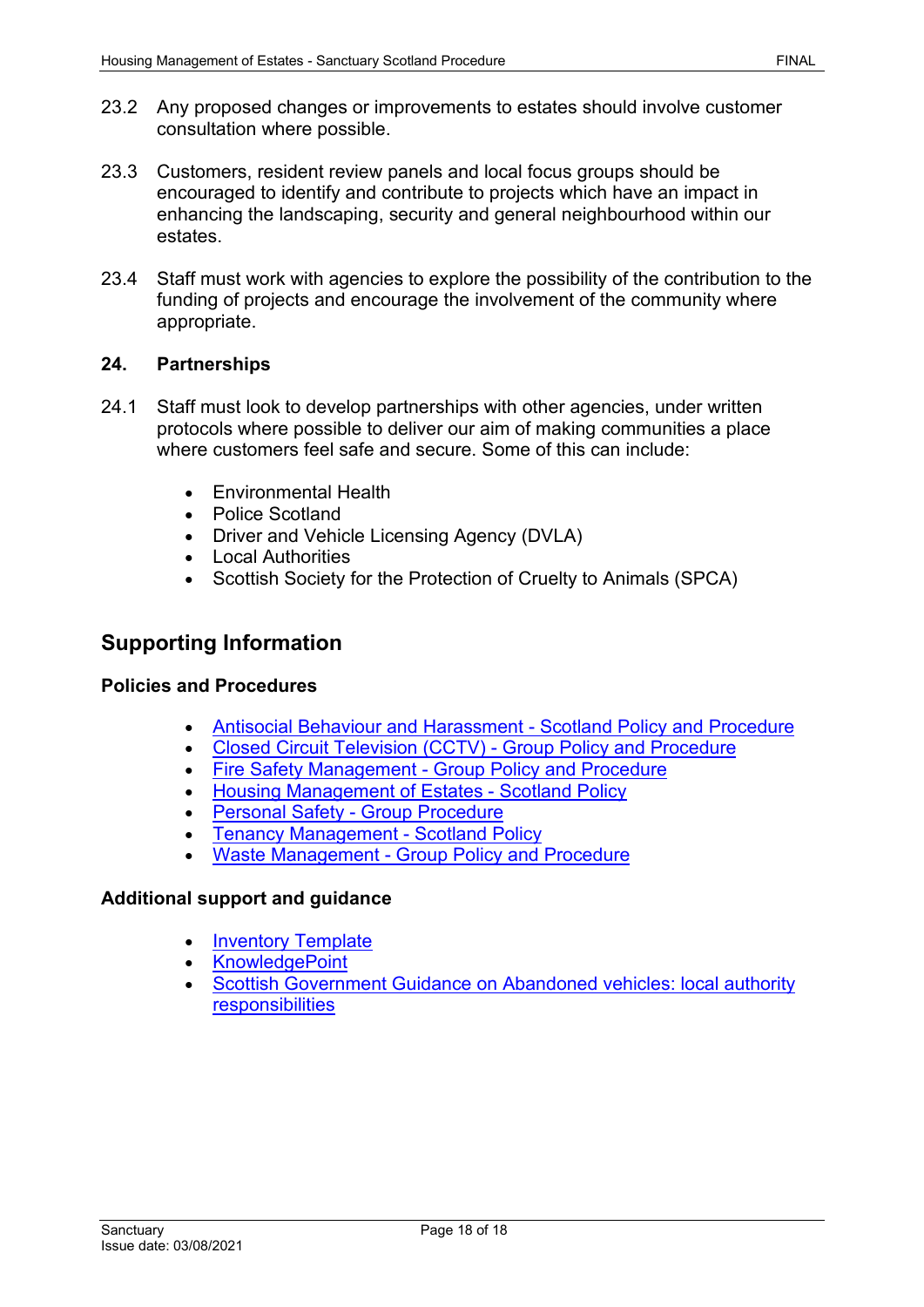23.2 Any proposed changes or improvements to estates should involve customer consultation where possible.

23.3 Customers, resident review panels and local focus groups should be encouraged to identify and contribute to projects which have an impact in enhancing the landscaping, security and general neighbourhood within our estates.

23.4 Staff must work with agencies to explore the possibility of the contribution to the funding of projects and encourage the involvement of the community where appropriate.

### 24. Partnerships

24.1 Staff must look to develop partnerships with other agencies, under written protocols where possible to deliver our aim of making communities a place where customers feel safe and secure. Some of this can include:

- Environmental Health
- Police Scotland
- Driver and Vehicle Licensing Agency (DVLA)
- Local Authorities
- Scottish Society for the Protection of Cruelty to Animals (SPCA)

## Supporting Information

### Policies and Procedures

- Antisocial Behaviour and Harassment - Scotland Policy and Procedure
- Closed Circuit Television (CCTV) - Group Policy and Procedure
- Fire Safety Management - Group Policy and Procedure
- Housing Management of Estates - Scotland Policy
- Personal Safety - Group Procedure
- Tenancy Management - Scotland Policy
- Waste Management - Group Policy and Procedure

### Additional support and guidance

- Inventory Template
- KnowledgePoint
- Scottish Government Guidance on Abandoned vehicles: local authority responsibilities